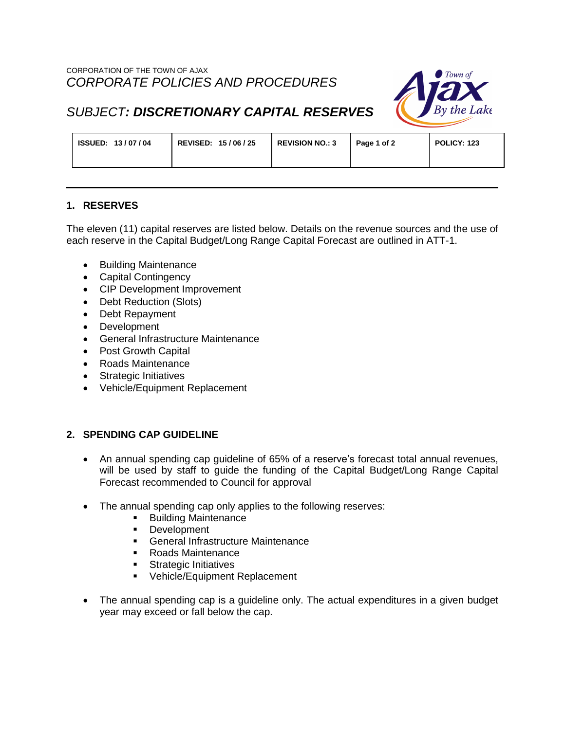CORPORATION OF THE TOWN OF AJAX

*CORPORATE POLICIES AND PROCEDURES*

# *SUBJECT: **DISCRETIONARY CAPITAL RESERVES***

| ISSUED: 13 / 07 / 04 | REVISED: 15 / 06 / 25 | REVISION NO.: 3 | Page 1 of 2 | POLICY: 123 |
|---|---|---|---|---|

## 1. RESERVES

The eleven (11) capital reserves are listed below. Details on the revenue sources and the use of each reserve in the Capital Budget/Long Range Capital Forecast are outlined in ATT-1.

- Building Maintenance
- Capital Contingency
- CIP Development Improvement
- Debt Reduction (Slots)
- Debt Repayment
- Development
- General Infrastructure Maintenance
- Post Growth Capital
- Roads Maintenance
- Strategic Initiatives
- Vehicle/Equipment Replacement

## 2. SPENDING CAP GUIDELINE

- An annual spending cap guideline of 65% of a reserve's forecast total annual revenues, will be used by staff to guide the funding of the Capital Budget/Long Range Capital Forecast recommended to Council for approval
- The annual spending cap only applies to the following reserves:
  - Building Maintenance
  - Development
  - General Infrastructure Maintenance
  - Roads Maintenance
  - Strategic Initiatives
  - Vehicle/Equipment Replacement
- The annual spending cap is a guideline only. The actual expenditures in a given budget year may exceed or fall below the cap.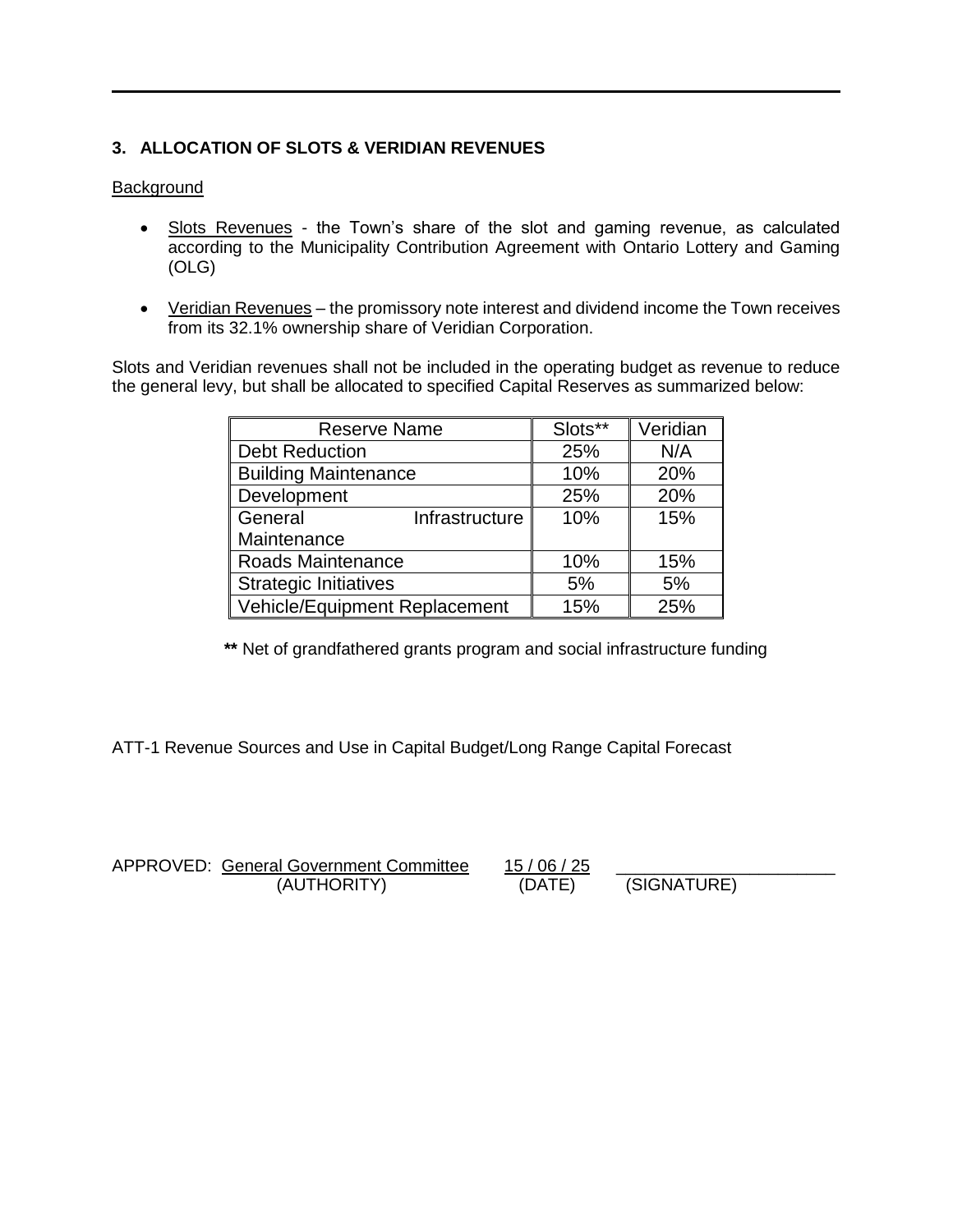### 3. ALLOCATION OF SLOTS & VERIDIAN REVENUES

Background

- Slots Revenues - the Town's share of the slot and gaming revenue, as calculated according to the Municipality Contribution Agreement with Ontario Lottery and Gaming (OLG)
- Veridian Revenues – the promissory note interest and dividend income the Town receives from its 32.1% ownership share of Veridian Corporation.

Slots and Veridian revenues shall not be included in the operating budget as revenue to reduce the general levy, but shall be allocated to specified Capital Reserves as summarized below:

| Reserve Name | Slots** | Veridian |
|---|---|---|
| Debt Reduction | 25% | N/A |
| Building Maintenance | 10% | 20% |
| Development | 25% | 20% |
| General Infrastructure Maintenance | 10% | 15% |
| Roads Maintenance | 10% | 15% |
| Strategic Initiatives | 5% | 5% |
| Vehicle/Equipment Replacement | 15% | 25% |

**\*\*** Net of grandfathered grants program and social infrastructure funding

ATT-1 Revenue Sources and Use in Capital Budget/Long Range Capital Forecast

APPROVED: General Government Committee (AUTHORITY) 15 / 06 / 25 (DATE) ______________________ (SIGNATURE)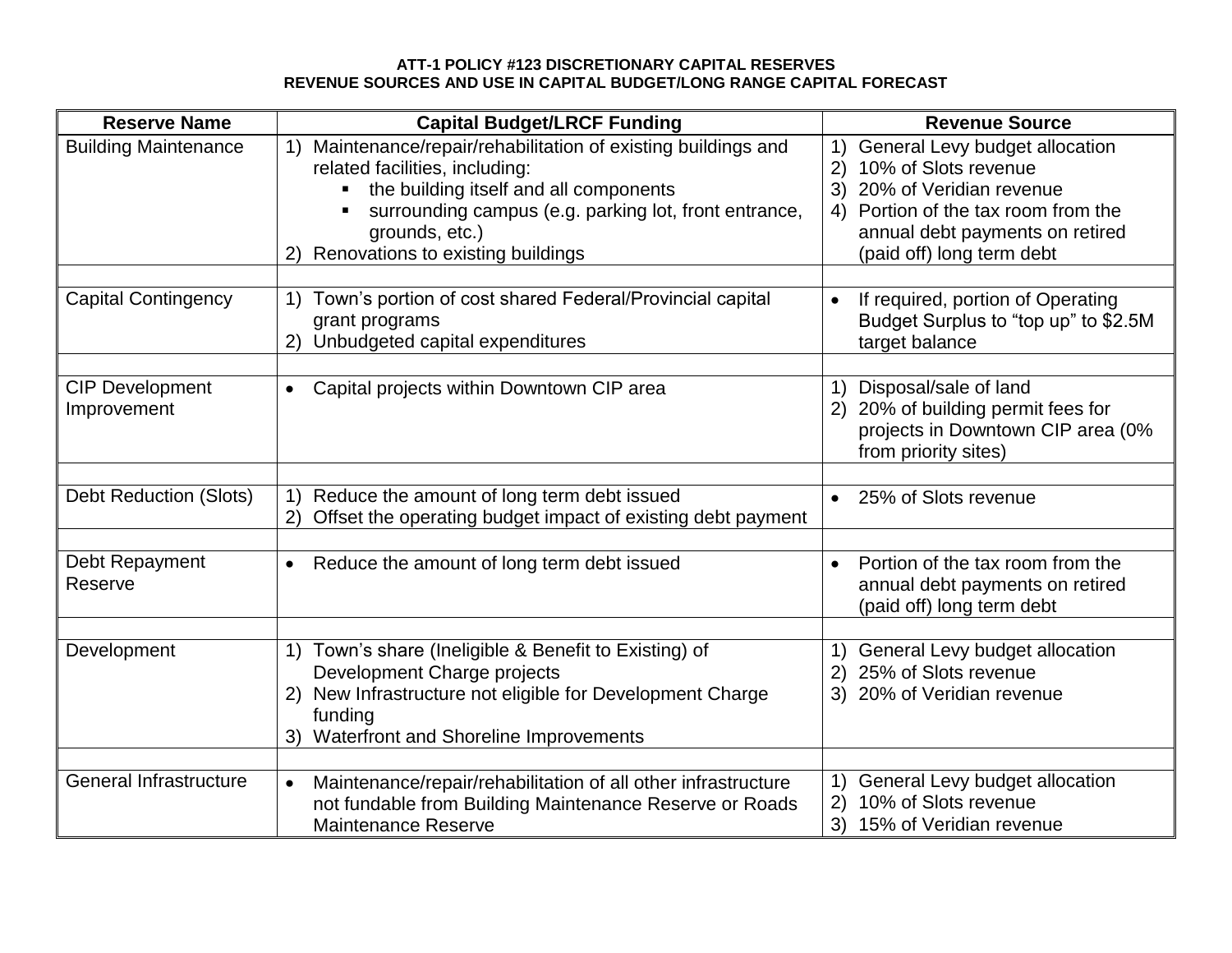**ATT-1 POLICY #123 DISCRETIONARY CAPITAL RESERVES**
**REVENUE SOURCES AND USE IN CAPITAL BUDGET/LONG RANGE CAPITAL FORECAST**

| Reserve Name | Capital Budget/LRCF Funding | Revenue Source |
|---|---|---|
| Building Maintenance | 1) Maintenance/repair/rehabilitation of existing buildings and related facilities, including:<br>▪ the building itself and all components<br>▪ surrounding campus (e.g. parking lot, front entrance, grounds, etc.)<br>2) Renovations to existing buildings | 1) General Levy budget allocation<br>2) 10% of Slots revenue<br>3) 20% of Veridian revenue<br>4) Portion of the tax room from the annual debt payments on retired (paid off) long term debt |
| | | |
| Capital Contingency | 1) Town's portion of cost shared Federal/Provincial capital grant programs<br>2) Unbudgeted capital expenditures | • If required, portion of Operating Budget Surplus to "top up" to $2.5M target balance |
| | | |
| CIP Development Improvement | • Capital projects within Downtown CIP area | 1) Disposal/sale of land<br>2) 20% of building permit fees for projects in Downtown CIP area (0% from priority sites) |
| | | |
| Debt Reduction (Slots) | 1) Reduce the amount of long term debt issued<br>2) Offset the operating budget impact of existing debt payment | • 25% of Slots revenue |
| | | |
| Debt Repayment Reserve | • Reduce the amount of long term debt issued | • Portion of the tax room from the annual debt payments on retired (paid off) long term debt |
| | | |
| Development | 1) Town's share (Ineligible & Benefit to Existing) of Development Charge projects<br>2) New Infrastructure not eligible for Development Charge funding<br>3) Waterfront and Shoreline Improvements | 1) General Levy budget allocation<br>2) 25% of Slots revenue<br>3) 20% of Veridian revenue |
| | | |
| General Infrastructure | • Maintenance/repair/rehabilitation of all other infrastructure not fundable from Building Maintenance Reserve or Roads Maintenance Reserve | 1) General Levy budget allocation<br>2) 10% of Slots revenue<br>3) 15% of Veridian revenue |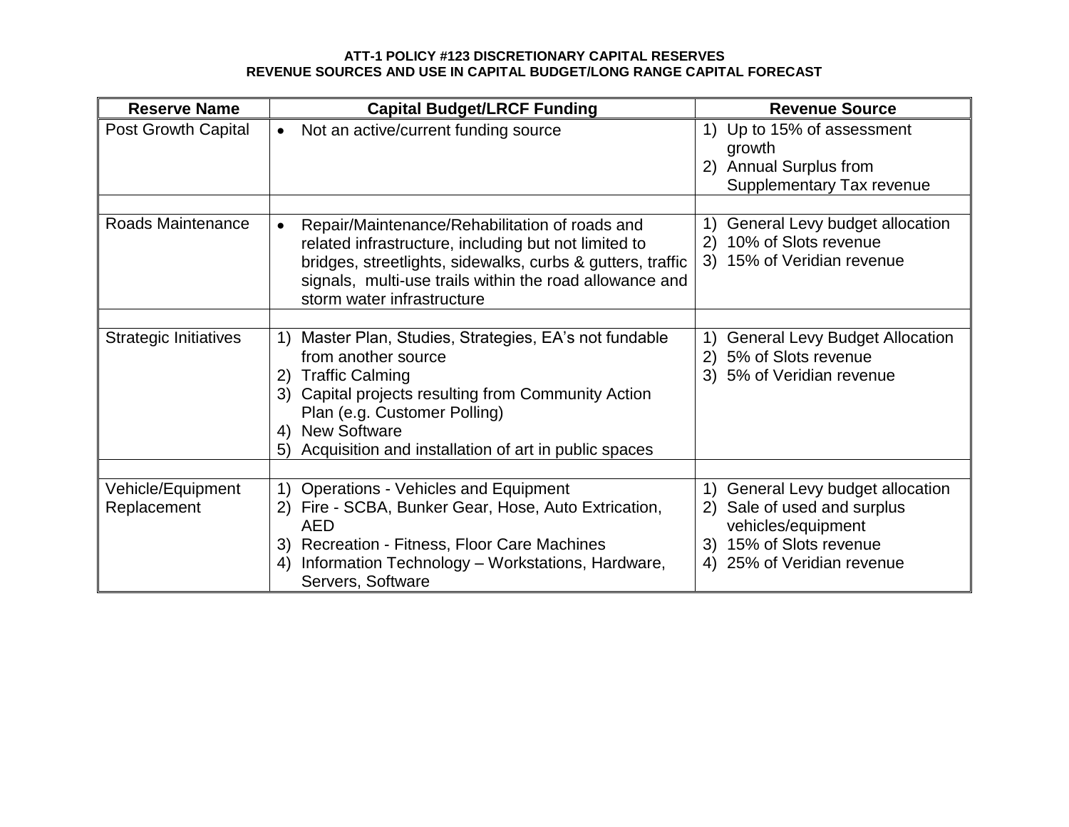**ATT-1 POLICY #123 DISCRETIONARY CAPITAL RESERVES**
**REVENUE SOURCES AND USE IN CAPITAL BUDGET/LONG RANGE CAPITAL FORECAST**

| Reserve Name | Capital Budget/LRCF Funding | Revenue Source |
|---|---|---|
| Post Growth Capital | • Not an active/current funding source | 1) Up to 15% of assessment growth<br>2) Annual Surplus from Supplementary Tax revenue |
| | | |
| Roads Maintenance | • Repair/Maintenance/Rehabilitation of roads and related infrastructure, including but not limited to bridges, streetlights, sidewalks, curbs & gutters, traffic signals, multi-use trails within the road allowance and storm water infrastructure | 1) General Levy budget allocation<br>2) 10% of Slots revenue<br>3) 15% of Veridian revenue |
| | | |
| Strategic Initiatives | 1) Master Plan, Studies, Strategies, EA's not fundable from another source<br>2) Traffic Calming<br>3) Capital projects resulting from Community Action Plan (e.g. Customer Polling)<br>4) New Software<br>5) Acquisition and installation of art in public spaces | 1) General Levy Budget Allocation<br>2) 5% of Slots revenue<br>3) 5% of Veridian revenue |
| | | |
| Vehicle/Equipment Replacement | 1) Operations - Vehicles and Equipment<br>2) Fire - SCBA, Bunker Gear, Hose, Auto Extrication, AED<br>3) Recreation - Fitness, Floor Care Machines<br>4) Information Technology – Workstations, Hardware, Servers, Software | 1) General Levy budget allocation<br>2) Sale of used and surplus vehicles/equipment<br>3) 15% of Slots revenue<br>4) 25% of Veridian revenue |